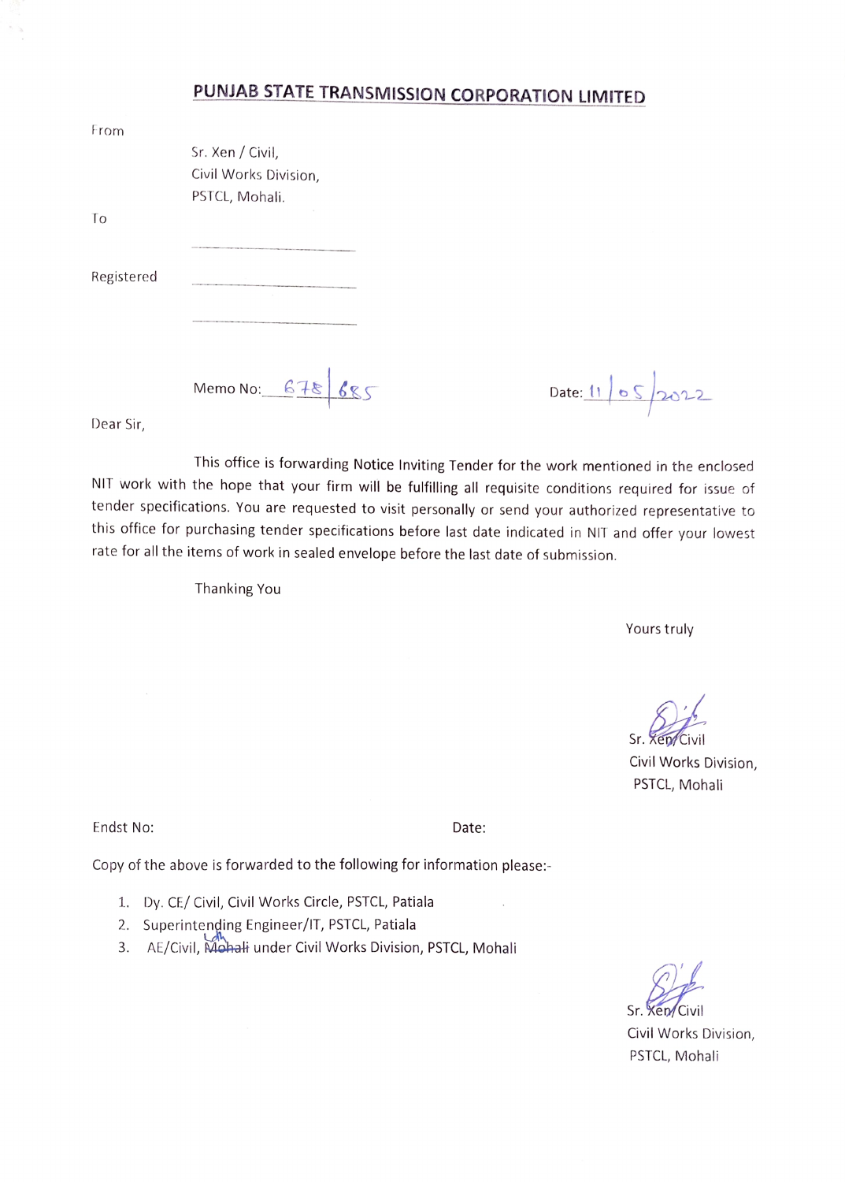# PUNJAB STATE TRANSMISSION CORPORATION LIMITED

From

Sr. Xen / Civil,
Civil Works Division,
PSTCL, Mohali.

To

\_\_\_\_\_\_\_\_\_\_\_\_\_\_\_\_\_\_\_\_

Registered \_\_\_\_\_\_\_\_\_\_\_\_\_\_\_\_\_\_\_\_

\_\_\_\_\_\_\_\_\_\_\_\_\_\_\_\_\_\_\_\_

Memo No: 678/685 Date: 11/05/2022

Dear Sir,

This office is forwarding Notice Inviting Tender for the work mentioned in the enclosed NIT work with the hope that your firm will be fulfilling all requisite conditions required for issue of tender specifications. You are requested to visit personally or send your authorized representative to this office for purchasing tender specifications before last date indicated in NIT and offer your lowest rate for all the items of work in sealed envelope before the last date of submission.

Thanking You

Yours truly

Sd/-
Sr. Xen/Civil
Civil Works Division,
PSTCL, Mohali

Endst No: Date:

Copy of the above is forwarded to the following for information please:-

1. Dy. CE/ Civil, Civil Works Circle, PSTCL, Patiala
2. Superintending Engineer/IT, PSTCL, Patiala
3. AE/Civil, ~~Mohali~~ Ldh under Civil Works Division, PSTCL, Mohali

Sd/-
Sr. Xen/Civil
Civil Works Division,
PSTCL, Mohali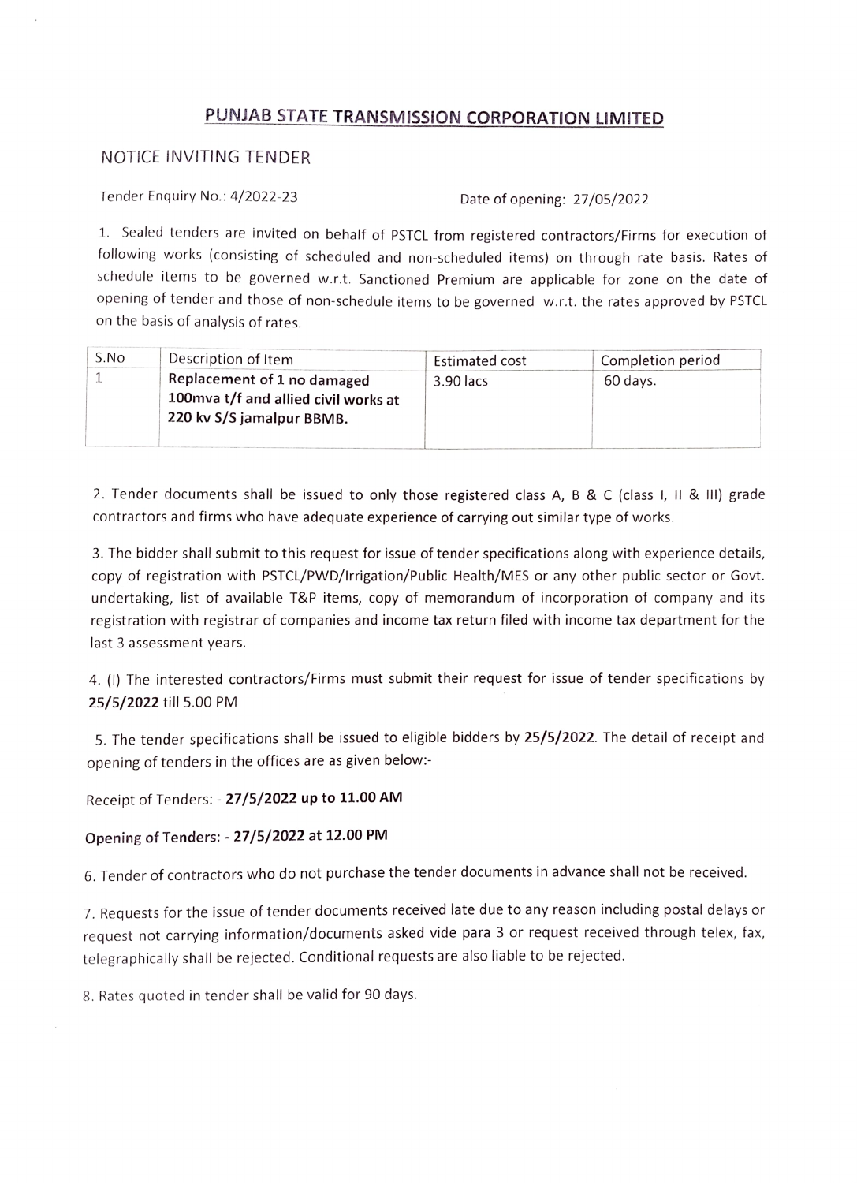# PUNJAB STATE TRANSMISSION CORPORATION LIMITED

## NOTICE INVITING TENDER

Tender Enquiry No.: 4/2022-23 Date of opening: 27/05/2022

1. Sealed tenders are invited on behalf of PSTCL from registered contractors/Firms for execution of following works (consisting of scheduled and non-scheduled items) on through rate basis. Rates of schedule items to be governed w.r.t. Sanctioned Premium are applicable for zone on the date of opening of tender and those of non-schedule items to be governed w.r.t. the rates approved by PSTCL on the basis of analysis of rates.

| S.No | Description of Item | Estimated cost | Completion period |
|---|---|---|---|
| 1 | **Replacement of 1 no damaged 100mva t/f and allied civil works at 220 kv S/S jamalpur BBMB.** | 3.90 lacs | 60 days. |

2. Tender documents shall be issued to only those registered class A, B & C (class I, II & III) grade contractors and firms who have adequate experience of carrying out similar type of works.

3. The bidder shall submit to this request for issue of tender specifications along with experience details, copy of registration with PSTCL/PWD/Irrigation/Public Health/MES or any other public sector or Govt. undertaking, list of available T&P items, copy of memorandum of incorporation of company and its registration with registrar of companies and income tax return filed with income tax department for the last 3 assessment years.

4. (I) The interested contractors/Firms must submit their request for issue of tender specifications by **25/5/2022** till 5.00 PM

5. The tender specifications shall be issued to eligible bidders by **25/5/2022**. The detail of receipt and opening of tenders in the offices are as given below:-

Receipt of Tenders: - **27/5/2022 up to 11.00 AM**

**Opening of Tenders: - 27/5/2022 at 12.00 PM**

6. Tender of contractors who do not purchase the tender documents in advance shall not be received.

7. Requests for the issue of tender documents received late due to any reason including postal delays or request not carrying information/documents asked vide para 3 or request received through telex, fax, telegraphically shall be rejected. Conditional requests are also liable to be rejected.

8. Rates quoted in tender shall be valid for 90 days.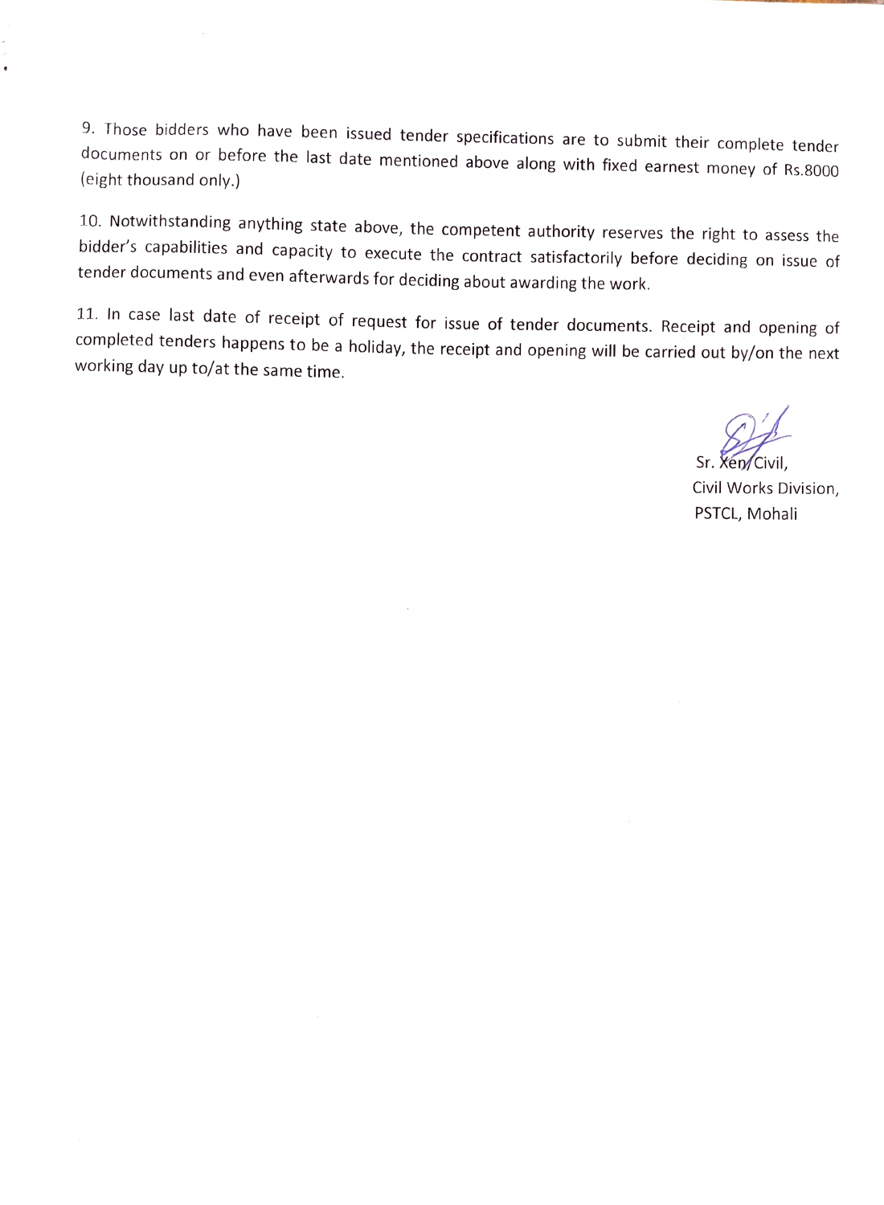9. Those bidders who have been issued tender specifications are to submit their complete tender documents on or before the last date mentioned above along with fixed earnest money of Rs.8000 (eight thousand only.)

10. Notwithstanding anything state above, the competent authority reserves the right to assess the bidder's capabilities and capacity to execute the contract satisfactorily before deciding on issue of tender documents and even afterwards for deciding about awarding the work.

11. In case last date of receipt of request for issue of tender documents. Receipt and opening of completed tenders happens to be a holiday, the receipt and opening will be carried out by/on the next working day up to/at the same time.

Sr. Xen/Civil,
Civil Works Division,
PSTCL, Mohali